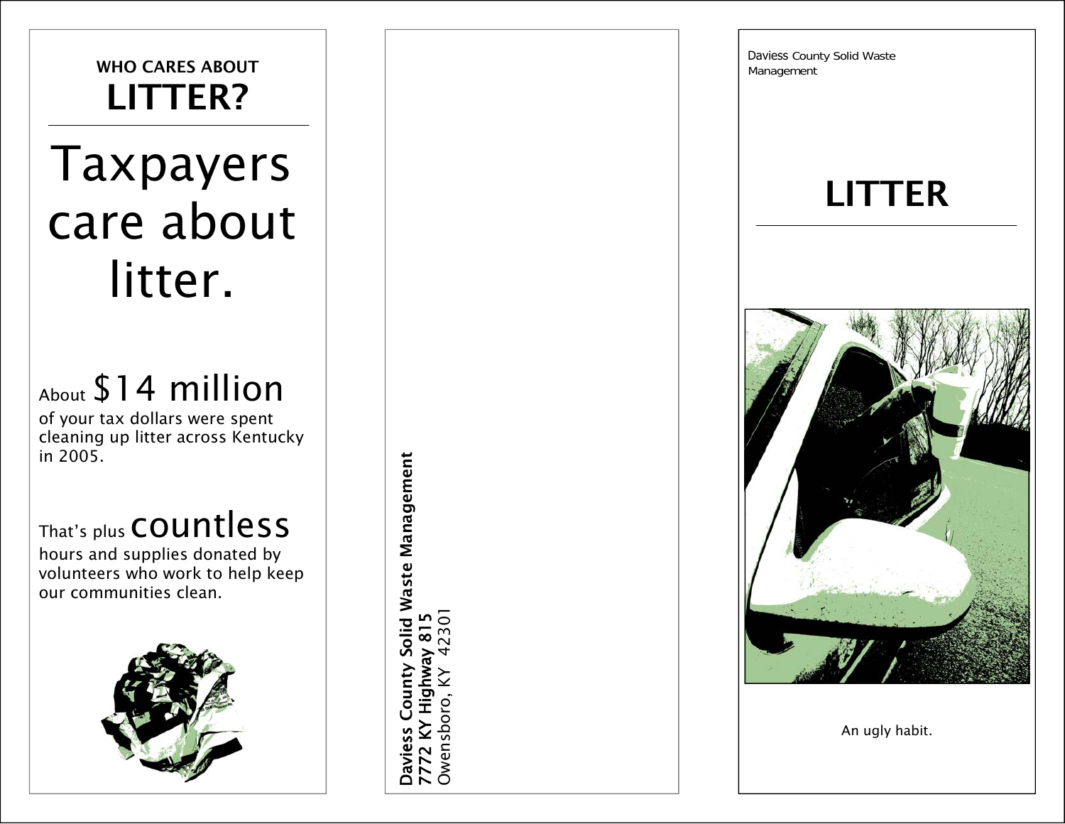## WHO CARES ABOUT
# LITTER?

Taxpayers care about litter.

About $14 million of your tax dollars were spent cleaning up litter across Kentucky in 2005.

That's plus countless hours and supplies donated by volunteers who work to help keep our communities clean.

**Daviess County Solid Waste Management**
**7772 KY Highway 815**
Owensboro, KY 42301

Daviess County Solid Waste Management

# LITTER

An ugly habit.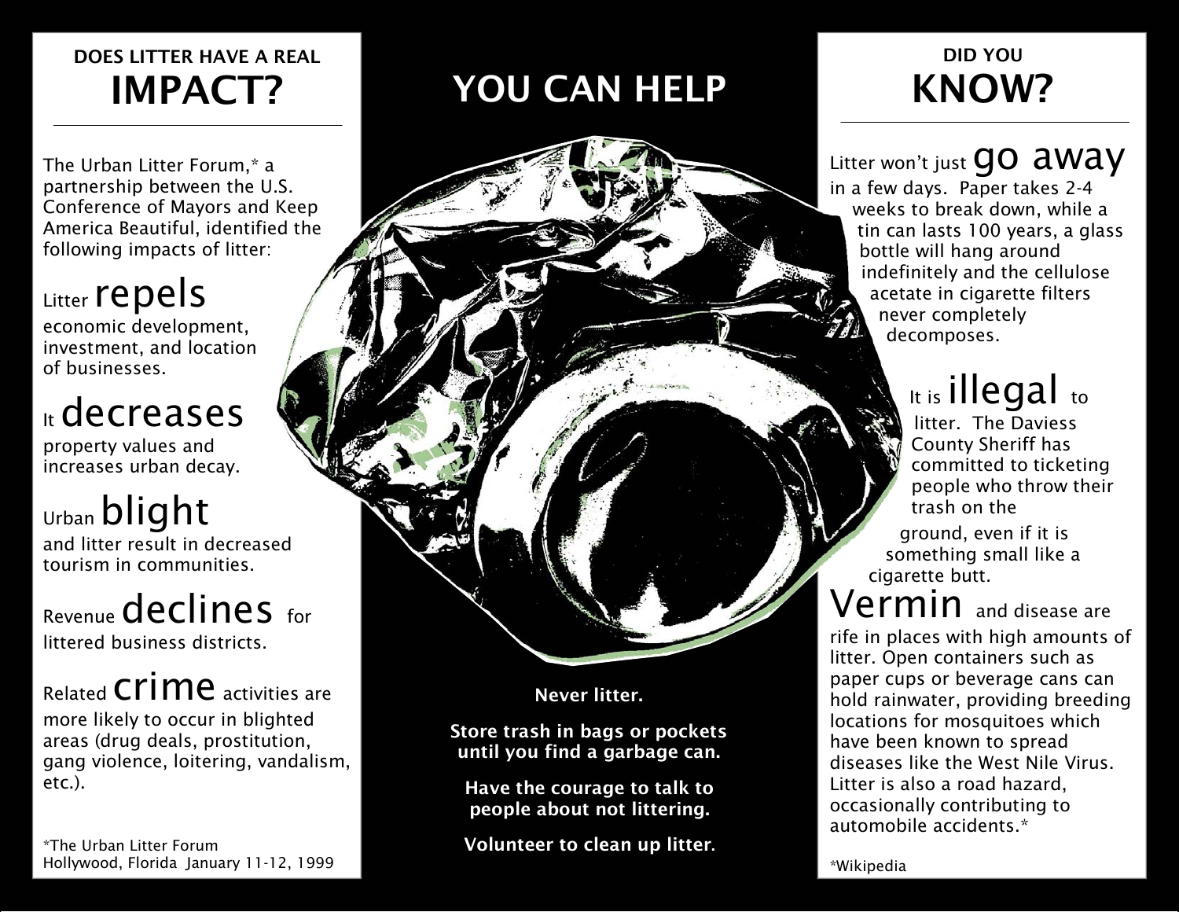## DOES LITTER HAVE A REAL IMPACT?

The Urban Litter Forum,* a partnership between the U.S. Conference of Mayors and Keep America Beautiful, identified the following impacts of litter:

Litter **repels** economic development, investment, and location of businesses.

It **decreases** property values and increases urban decay.

Urban **blight** and litter result in decreased tourism in communities.

Revenue **declines** for littered business districts.

Related **crime** activities are more likely to occur in blighted areas (drug deals, prostitution, gang violence, loitering, vandalism, etc.).

*The Urban Litter Forum
Hollywood, Florida January 11-12, 1999

## YOU CAN HELP

**Never litter.**

**Store trash in bags or pockets until you find a garbage can.**

**Have the courage to talk to people about not littering.**

**Volunteer to clean up litter.**

## DID YOU KNOW?

Litter won't just **go away** in a few days. Paper takes 2-4 weeks to break down, while a tin can lasts 100 years, a glass bottle will hang around indefinitely and the cellulose acetate in cigarette filters never completely decomposes.

It is **illegal** to litter. The Daviess County Sheriff has committed to ticketing people who throw their trash on the ground, even if it is something small like a cigarette butt.

**Vermin** and disease are rife in places with high amounts of litter. Open containers such as paper cups or beverage cans can hold rainwater, providing breeding locations for mosquitoes which have been known to spread diseases like the West Nile Virus. Litter is also a road hazard, occasionally contributing to automobile accidents.*

*Wikipedia